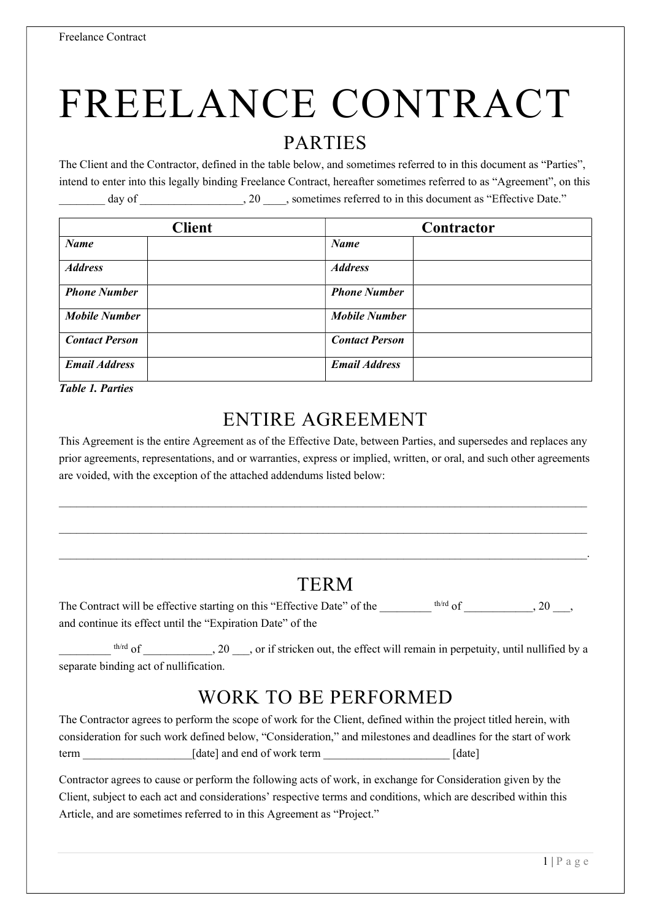# FREELANCE CONTRACT

## PARTIES

The Client and the Contractor, defined in the table below, and sometimes referred to in this document as "Parties", intend to enter into this legally binding Freelance Contract, hereafter sometimes referred to as "Agreement", on this ________ day of _________________, 20 ____, sometimes referred to in this document as "Effective Date."

| Client | | Contractor | |
|---|---|---|---|
| ***Name*** | | ***Name*** | |
| ***Address*** | | ***Address*** | |
| ***Phone Number*** | | ***Phone Number*** | |
| ***Mobile Number*** | | ***Mobile Number*** | |
| ***Contact Person*** | | ***Contact Person*** | |
| ***Email Address*** | | ***Email Address*** | |

***Table 1. Parties***

## ENTIRE AGREEMENT

This Agreement is the entire Agreement as of the Effective Date, between Parties, and supersedes and replaces any prior agreements, representations, and or warranties, express or implied, written, or oral, and such other agreements are voided, with the exception of the attached addendums listed below:

_____________________________________________________________________________________

_____________________________________________________________________________________

_____________________________________________________________________________________.

## TERM

The Contract will be effective starting on this "Effective Date" of the _________ th/rd of ____________, 20 ___, and continue its effect until the "Expiration Date" of the

_________ th/rd of ____________, 20 ___, or if stricken out, the effect will remain in perpetuity, until nullified by a separate binding act of nullification.

## WORK TO BE PERFORMED

The Contractor agrees to perform the scope of work for the Client, defined within the project titled herein, with consideration for such work defined below, "Consideration," and milestones and deadlines for the start of work term ___________________[date] and end of work term ______________________ [date]

Contractor agrees to cause or perform the following acts of work, in exchange for Consideration given by the Client, subject to each act and considerations' respective terms and conditions, which are described within this Article, and are sometimes referred to in this Agreement as "Project."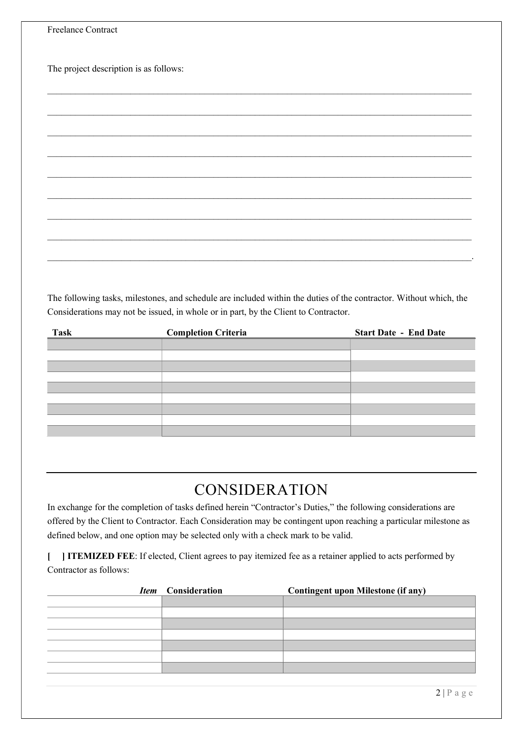The project description is as follows:

___________________________________________________________________________________________

___________________________________________________________________________________________

___________________________________________________________________________________________

___________________________________________________________________________________________

___________________________________________________________________________________________

___________________________________________________________________________________________

___________________________________________________________________________________________

___________________________________________________________________________________________

___________________________________________________________________________________________.

The following tasks, milestones, and schedule are included within the duties of the contractor. Without which, the Considerations may not be issued, in whole or in part, by the Client to Contractor.

| Task | Completion Criteria | Start Date - End Date |
| --- | --- | --- |
| | | |
| | | |
| | | |
| | | |
| | | |
| | | |
| | | |
| | | |
| | | |

# CONSIDERATION

In exchange for the completion of tasks defined herein "Contractor's Duties," the following considerations are offered by the Client to Contractor. Each Consideration may be contingent upon reaching a particular milestone as defined below, and one option may be selected only with a check mark to be valid.

**[ ] ITEMIZED FEE**: If elected, Client agrees to pay itemized fee as a retainer applied to acts performed by Contractor as follows:

| *Item* | Consideration | Contingent upon Milestone (if any) |
| --- | --- | --- |
| | | |
| | | |
| | | |
| | | |
| | | |
| | | |
| | | |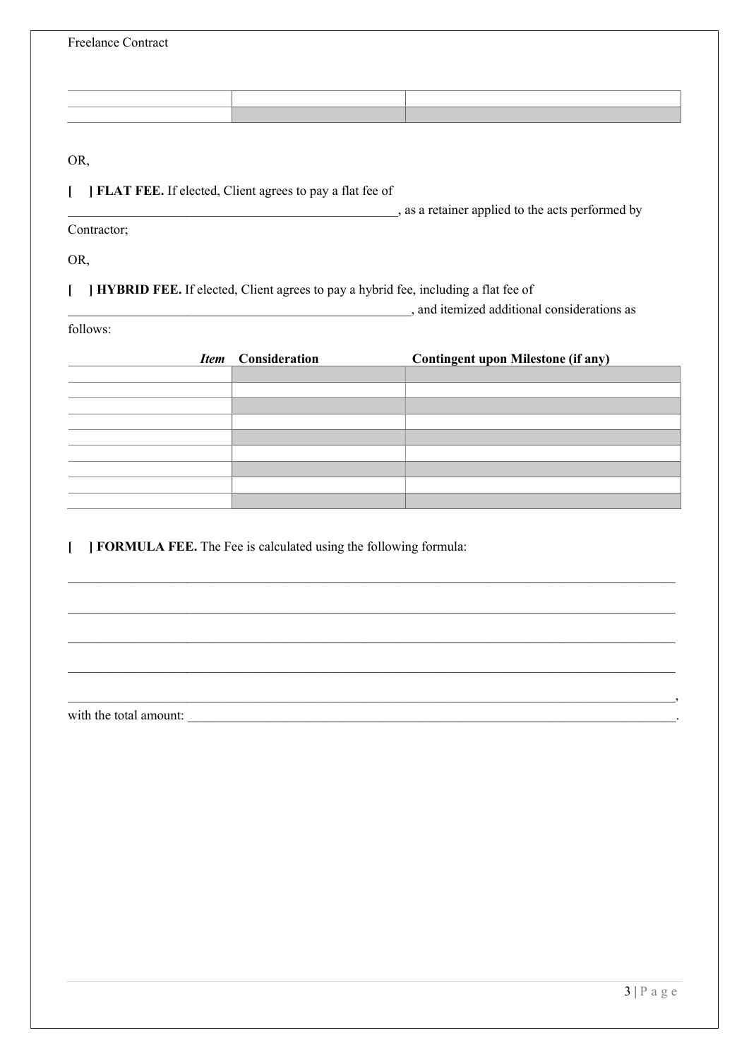| | | |
|---|---|---|
| | | |
| | | |

OR,

[ ] **FLAT FEE.** If elected, Client agrees to pay a flat fee of \_\_\_\_\_\_\_\_\_\_\_\_\_\_\_\_\_\_\_\_\_\_\_\_\_\_\_\_\_\_\_\_\_\_\_\_\_\_\_\_\_\_\_\_\_\_\_\_\_\_, as a retainer applied to the acts performed by Contractor;

OR,

[ ] **HYBRID FEE.** If elected, Client agrees to pay a hybrid fee, including a flat fee of \_\_\_\_\_\_\_\_\_\_\_\_\_\_\_\_\_\_\_\_\_\_\_\_\_\_\_\_\_\_\_\_\_\_\_\_\_\_\_\_\_\_\_\_\_\_\_\_\_\_\_\_\_\_, and itemized additional considerations as follows:

| ***Item*** | **Consideration** | **Contingent upon Milestone (if any)** |
|---|---|---|
| | | |
| | | |
| | | |
| | | |
| | | |
| | | |
| | | |
| | | |
| | | |

[ ] **FORMULA FEE.** The Fee is calculated using the following formula:

\_\_\_\_\_\_\_\_\_\_\_\_\_\_\_\_\_\_\_\_\_\_\_\_\_\_\_\_\_\_\_\_\_\_\_\_\_\_\_\_\_\_\_\_\_\_\_\_\_\_\_\_\_\_\_\_\_\_\_\_\_\_\_\_\_\_\_\_\_\_\_\_\_\_\_\_\_\_\_\_\_\_\_\_\_\_\_\_\_\_

\_\_\_\_\_\_\_\_\_\_\_\_\_\_\_\_\_\_\_\_\_\_\_\_\_\_\_\_\_\_\_\_\_\_\_\_\_\_\_\_\_\_\_\_\_\_\_\_\_\_\_\_\_\_\_\_\_\_\_\_\_\_\_\_\_\_\_\_\_\_\_\_\_\_\_\_\_\_\_\_\_\_\_\_\_\_\_\_\_\_

\_\_\_\_\_\_\_\_\_\_\_\_\_\_\_\_\_\_\_\_\_\_\_\_\_\_\_\_\_\_\_\_\_\_\_\_\_\_\_\_\_\_\_\_\_\_\_\_\_\_\_\_\_\_\_\_\_\_\_\_\_\_\_\_\_\_\_\_\_\_\_\_\_\_\_\_\_\_\_\_\_\_\_\_\_\_\_\_\_\_

\_\_\_\_\_\_\_\_\_\_\_\_\_\_\_\_\_\_\_\_\_\_\_\_\_\_\_\_\_\_\_\_\_\_\_\_\_\_\_\_\_\_\_\_\_\_\_\_\_\_\_\_\_\_\_\_\_\_\_\_\_\_\_\_\_\_\_\_\_\_\_\_\_\_\_\_\_\_\_\_\_\_\_\_\_\_\_\_\_\_

\_\_\_\_\_\_\_\_\_\_\_\_\_\_\_\_\_\_\_\_\_\_\_\_\_\_\_\_\_\_\_\_\_\_\_\_\_\_\_\_\_\_\_\_\_\_\_\_\_\_\_\_\_\_\_\_\_\_\_\_\_\_\_\_\_\_\_\_\_\_\_\_\_\_\_\_\_\_\_\_\_\_\_\_\_\_\_\_\_\_,
with the total amount: \_\_\_\_\_\_\_\_\_\_\_\_\_\_\_\_\_\_\_\_\_\_\_\_\_\_\_\_\_\_\_\_\_\_\_\_\_\_\_\_\_\_\_\_\_\_\_\_\_\_\_\_\_\_\_\_\_\_\_\_\_\_\_\_\_\_\_\_\_\_\_\_\_.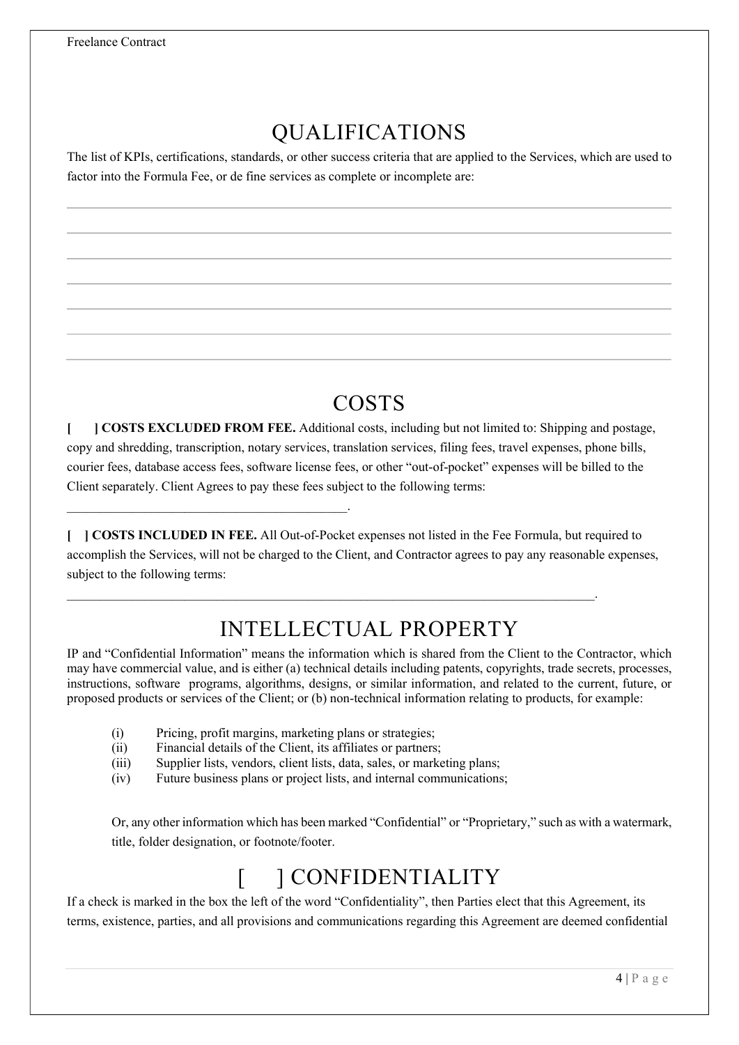## QUALIFICATIONS

The list of KPIs, certifications, standards, or other success criteria that are applied to the Services, which are used to factor into the Formula Fee, or de fine services as complete or incomplete are:

_______________________________________________________________________________

_______________________________________________________________________________

_______________________________________________________________________________

_______________________________________________________________________________

_______________________________________________________________________________

_______________________________________________________________________________

_______________________________________________________________________________

## COSTS

**[ ] COSTS EXCLUDED FROM FEE.** Additional costs, including but not limited to: Shipping and postage, copy and shredding, transcription, notary services, translation services, filing fees, travel expenses, phone bills, courier fees, database access fees, software license fees, or other "out-of-pocket" expenses will be billed to the Client separately. Client Agrees to pay these fees subject to the following terms: __________________________________________.

**[ ] COSTS INCLUDED IN FEE.** All Out-of-Pocket expenses not listed in the Fee Formula, but required to accomplish the Services, will not be charged to the Client, and Contractor agrees to pay any reasonable expenses, subject to the following terms:

_______________________________________________________________________________.

## INTELLECTUAL PROPERTY

IP and "Confidential Information" means the information which is shared from the Client to the Contractor, which may have commercial value, and is either (a) technical details including patents, copyrights, trade secrets, processes, instructions, software programs, algorithms, designs, or similar information, and related to the current, future, or proposed products or services of the Client; or (b) non-technical information relating to products, for example:

(i) Pricing, profit margins, marketing plans or strategies;
(ii) Financial details of the Client, its affiliates or partners;
(iii) Supplier lists, vendors, client lists, data, sales, or marketing plans;
(iv) Future business plans or project lists, and internal communications;

Or, any other information which has been marked "Confidential" or "Proprietary," such as with a watermark, title, folder designation, or footnote/footer.

## [ ] CONFIDENTIALITY

If a check is marked in the box the left of the word "Confidentiality", then Parties elect that this Agreement, its terms, existence, parties, and all provisions and communications regarding this Agreement are deemed confidential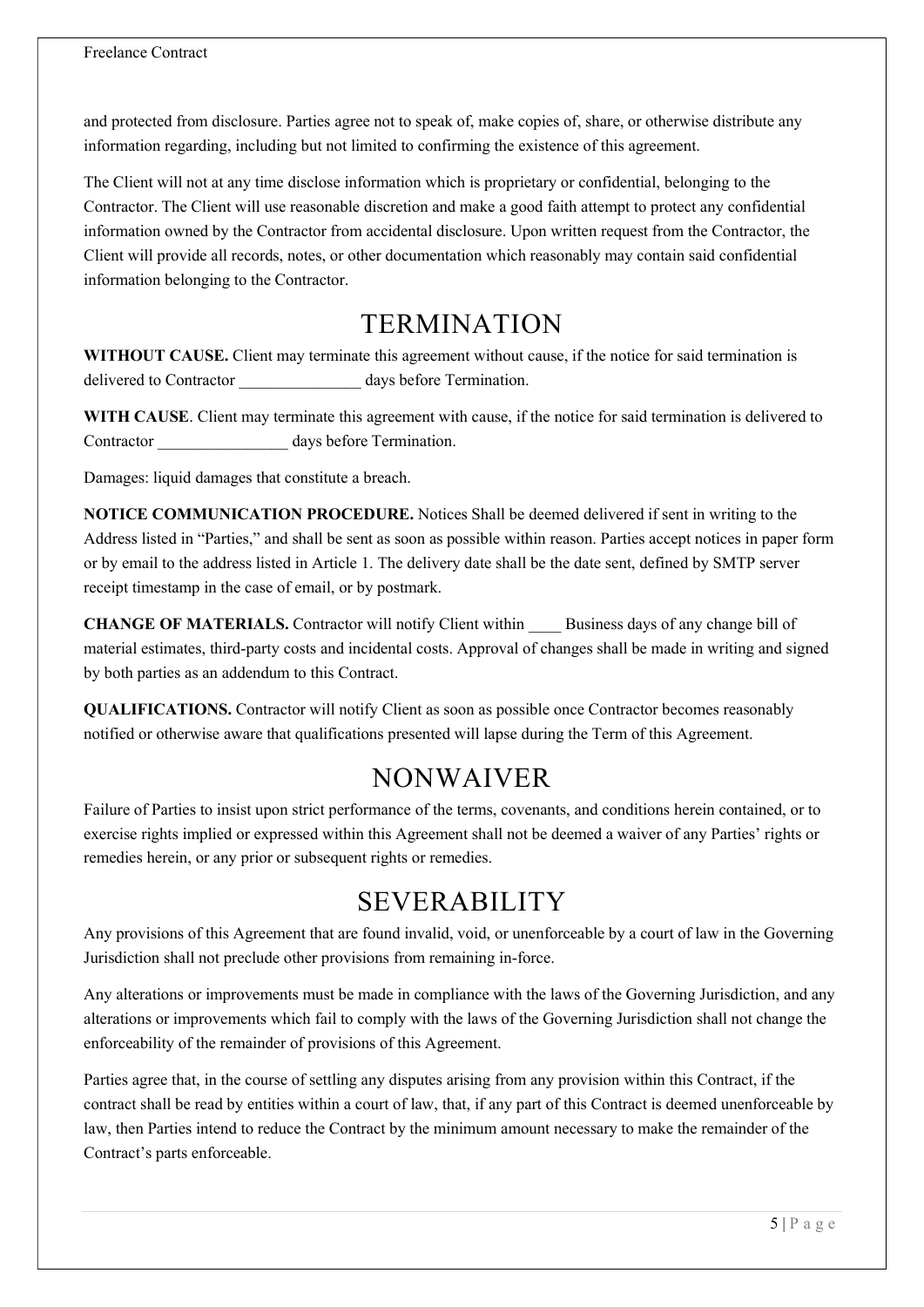and protected from disclosure. Parties agree not to speak of, make copies of, share, or otherwise distribute any information regarding, including but not limited to confirming the existence of this agreement.

The Client will not at any time disclose information which is proprietary or confidential, belonging to the Contractor. The Client will use reasonable discretion and make a good faith attempt to protect any confidential information owned by the Contractor from accidental disclosure. Upon written request from the Contractor, the Client will provide all records, notes, or other documentation which reasonably may contain said confidential information belonging to the Contractor.

# TERMINATION

**WITHOUT CAUSE.** Client may terminate this agreement without cause, if the notice for said termination is delivered to Contractor _______________ days before Termination.

**WITH CAUSE**. Client may terminate this agreement with cause, if the notice for said termination is delivered to Contractor ________________ days before Termination.

Damages: liquid damages that constitute a breach.

**NOTICE COMMUNICATION PROCEDURE.** Notices Shall be deemed delivered if sent in writing to the Address listed in "Parties," and shall be sent as soon as possible within reason. Parties accept notices in paper form or by email to the address listed in Article 1. The delivery date shall be the date sent, defined by SMTP server receipt timestamp in the case of email, or by postmark.

**CHANGE OF MATERIALS.** Contractor will notify Client within ____ Business days of any change bill of material estimates, third-party costs and incidental costs. Approval of changes shall be made in writing and signed by both parties as an addendum to this Contract.

**QUALIFICATIONS.** Contractor will notify Client as soon as possible once Contractor becomes reasonably notified or otherwise aware that qualifications presented will lapse during the Term of this Agreement.

# NONWAIVER

Failure of Parties to insist upon strict performance of the terms, covenants, and conditions herein contained, or to exercise rights implied or expressed within this Agreement shall not be deemed a waiver of any Parties' rights or remedies herein, or any prior or subsequent rights or remedies.

# SEVERABILITY

Any provisions of this Agreement that are found invalid, void, or unenforceable by a court of law in the Governing Jurisdiction shall not preclude other provisions from remaining in-force.

Any alterations or improvements must be made in compliance with the laws of the Governing Jurisdiction, and any alterations or improvements which fail to comply with the laws of the Governing Jurisdiction shall not change the enforceability of the remainder of provisions of this Agreement.

Parties agree that, in the course of settling any disputes arising from any provision within this Contract, if the contract shall be read by entities within a court of law, that, if any part of this Contract is deemed unenforceable by law, then Parties intend to reduce the Contract by the minimum amount necessary to make the remainder of the Contract's parts enforceable.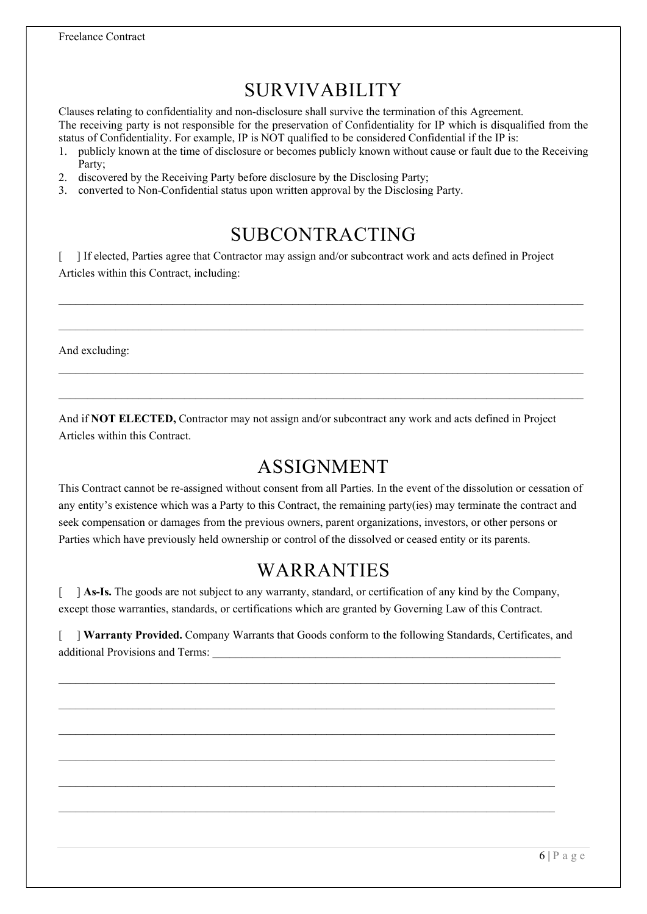# SURVIVABILITY

Clauses relating to confidentiality and non-disclosure shall survive the termination of this Agreement.
The receiving party is not responsible for the preservation of Confidentiality for IP which is disqualified from the status of Confidentiality. For example, IP is NOT qualified to be considered Confidential if the IP is:

1. publicly known at the time of disclosure or becomes publicly known without cause or fault due to the Receiving Party;
2. discovered by the Receiving Party before disclosure by the Disclosing Party;
3. converted to Non-Confidential status upon written approval by the Disclosing Party.

# SUBCONTRACTING

[ ] If elected, Parties agree that Contractor may assign and/or subcontract work and acts defined in Project Articles within this Contract, including:

______________________________________________________________________________________________

______________________________________________________________________________________________

And excluding:

______________________________________________________________________________________________

______________________________________________________________________________________________

And if **NOT ELECTED,** Contractor may not assign and/or subcontract any work and acts defined in Project Articles within this Contract.

# ASSIGNMENT

This Contract cannot be re-assigned without consent from all Parties. In the event of the dissolution or cessation of any entity's existence which was a Party to this Contract, the remaining party(ies) may terminate the contract and seek compensation or damages from the previous owners, parent organizations, investors, or other persons or Parties which have previously held ownership or control of the dissolved or ceased entity or its parents.

# WARRANTIES

[ ] **As-Is.** The goods are not subject to any warranty, standard, or certification of any kind by the Company, except those warranties, standards, or certifications which are granted by Governing Law of this Contract.

[ ] **Warranty Provided.** Company Warrants that Goods conform to the following Standards, Certificates, and additional Provisions and Terms: _______________________________________________________________

______________________________________________________________________________________________

______________________________________________________________________________________________

______________________________________________________________________________________________

______________________________________________________________________________________________

______________________________________________________________________________________________

______________________________________________________________________________________________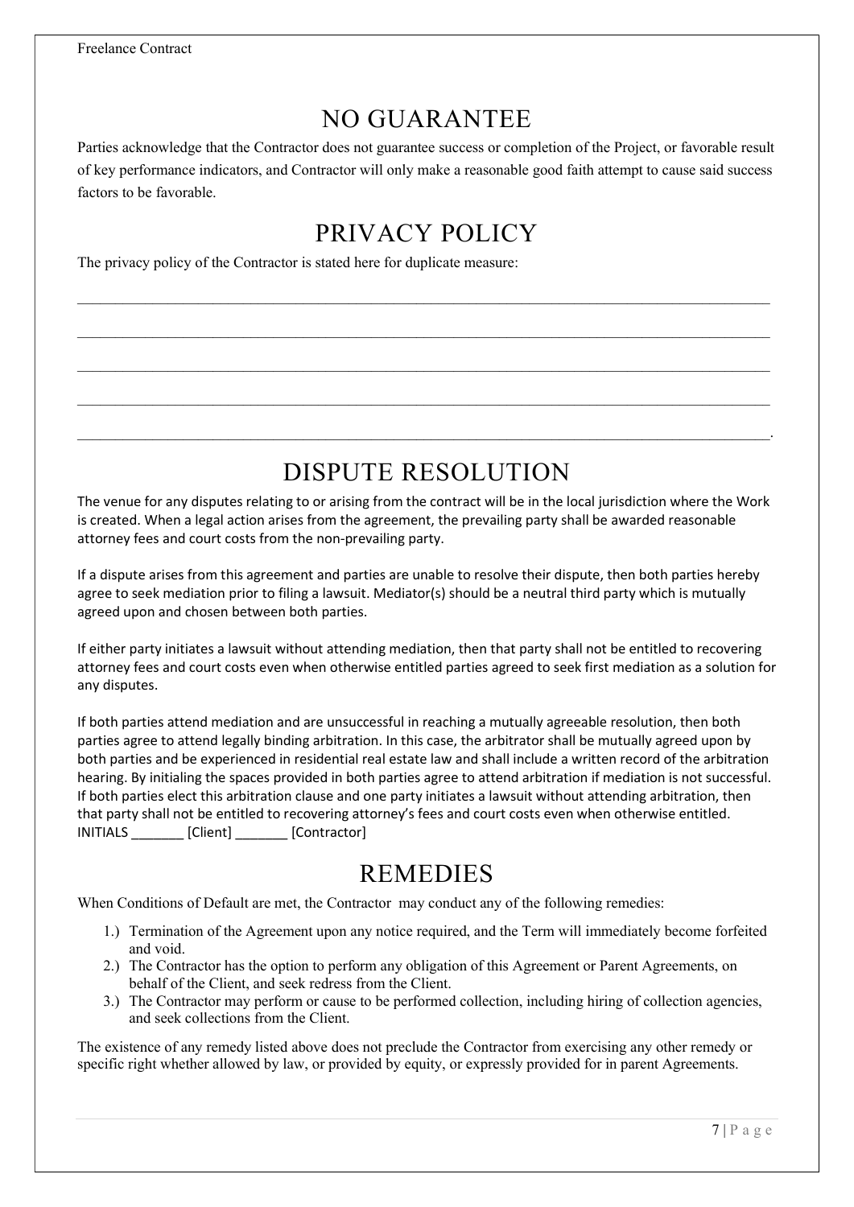# NO GUARANTEE

Parties acknowledge that the Contractor does not guarantee success or completion of the Project, or favorable result of key performance indicators, and Contractor will only make a reasonable good faith attempt to cause said success factors to be favorable.

# PRIVACY POLICY

The privacy policy of the Contractor is stated here for duplicate measure:

_______________________________________________________________________________________

_______________________________________________________________________________________

_______________________________________________________________________________________

_______________________________________________________________________________________

_______________________________________________________________________________________.

# DISPUTE RESOLUTION

The venue for any disputes relating to or arising from the contract will be in the local jurisdiction where the Work is created. When a legal action arises from the agreement, the prevailing party shall be awarded reasonable attorney fees and court costs from the non-prevailing party.

If a dispute arises from this agreement and parties are unable to resolve their dispute, then both parties hereby agree to seek mediation prior to filing a lawsuit. Mediator(s) should be a neutral third party which is mutually agreed upon and chosen between both parties.

If either party initiates a lawsuit without attending mediation, then that party shall not be entitled to recovering attorney fees and court costs even when otherwise entitled parties agreed to seek first mediation as a solution for any disputes.

If both parties attend mediation and are unsuccessful in reaching a mutually agreeable resolution, then both parties agree to attend legally binding arbitration. In this case, the arbitrator shall be mutually agreed upon by both parties and be experienced in residential real estate law and shall include a written record of the arbitration hearing. By initialing the spaces provided in both parties agree to attend arbitration if mediation is not successful. If both parties elect this arbitration clause and one party initiates a lawsuit without attending arbitration, then that party shall not be entitled to recovering attorney's fees and court costs even when otherwise entitled. INITIALS _______ [Client] _______ [Contractor]

# REMEDIES

When Conditions of Default are met, the Contractor may conduct any of the following remedies:

1.) Termination of the Agreement upon any notice required, and the Term will immediately become forfeited and void.
2.) The Contractor has the option to perform any obligation of this Agreement or Parent Agreements, on behalf of the Client, and seek redress from the Client.
3.) The Contractor may perform or cause to be performed collection, including hiring of collection agencies, and seek collections from the Client.

The existence of any remedy listed above does not preclude the Contractor from exercising any other remedy or specific right whether allowed by law, or provided by equity, or expressly provided for in parent Agreements.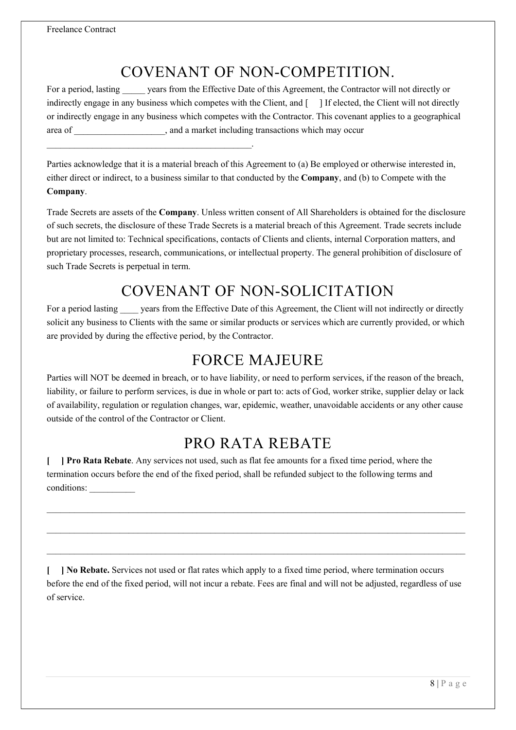# COVENANT OF NON-COMPETITION.

For a period, lasting _____ years from the Effective Date of this Agreement, the Contractor will not directly or indirectly engage in any business which competes with the Client, and [    ] If elected, the Client will not directly or indirectly engage in any business which competes with the Contractor. This covenant applies to a geographical area of ____________________, and a market including transactions which may occur ______________________________________________.

Parties acknowledge that it is a material breach of this Agreement to (a) Be employed or otherwise interested in, either direct or indirect, to a business similar to that conducted by the **Company**, and (b) to Compete with the **Company**.

Trade Secrets are assets of the **Company**. Unless written consent of All Shareholders is obtained for the disclosure of such secrets, the disclosure of these Trade Secrets is a material breach of this Agreement. Trade secrets include but are not limited to: Technical specifications, contacts of Clients and clients, internal Corporation matters, and proprietary processes, research, communications, or intellectual property. The general prohibition of disclosure of such Trade Secrets is perpetual in term.

# COVENANT OF NON-SOLICITATION

For a period lasting ____ years from the Effective Date of this Agreement, the Client will not indirectly or directly solicit any business to Clients with the same or similar products or services which are currently provided, or which are provided by during the effective period, by the Contractor.

# FORCE MAJEURE

Parties will NOT be deemed in breach, or to have liability, or need to perform services, if the reason of the breach, liability, or failure to perform services, is due in whole or part to: acts of God, worker strike, supplier delay or lack of availability, regulation or regulation changes, war, epidemic, weather, unavoidable accidents or any other cause outside of the control of the Contractor or Client.

# PRO RATA REBATE

**[    ] Pro Rata Rebate**. Any services not used, such as flat fee amounts for a fixed time period, where the termination occurs before the end of the fixed period, shall be refunded subject to the following terms and conditions: __________

_____________________________________________________________________________________

_____________________________________________________________________________________

_____________________________________________________________________________________

**[    ] No Rebate.** Services not used or flat rates which apply to a fixed time period, where termination occurs before the end of the fixed period, will not incur a rebate. Fees are final and will not be adjusted, regardless of use of service.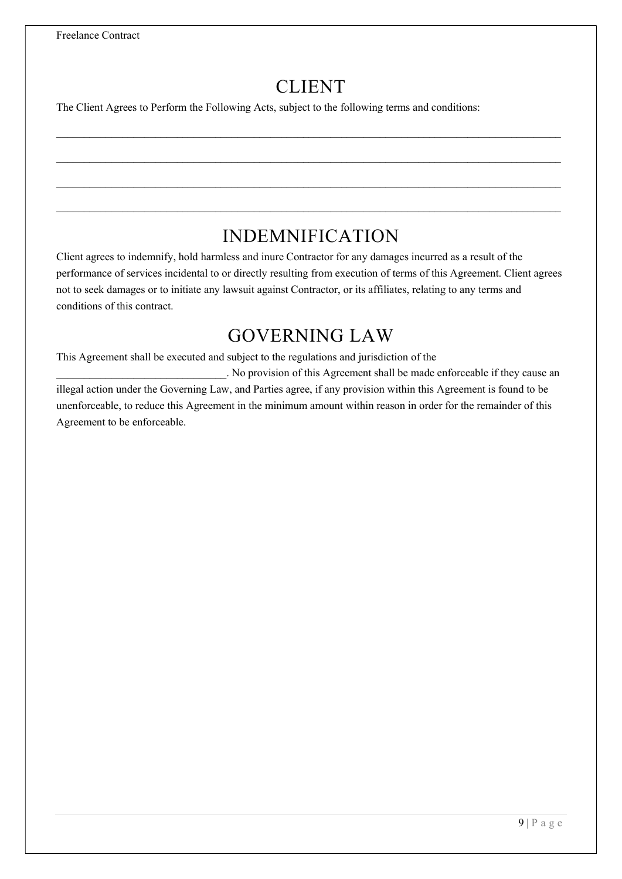# CLIENT

The Client Agrees to Perform the Following Acts, subject to the following terms and conditions:

_______________________________________________________________________________________________

_______________________________________________________________________________________________

_______________________________________________________________________________________________

_______________________________________________________________________________________________

# INDEMNIFICATION

Client agrees to indemnify, hold harmless and inure Contractor for any damages incurred as a result of the performance of services incidental to or directly resulting from execution of terms of this Agreement. Client agrees not to seek damages or to initiate any lawsuit against Contractor, or its affiliates, relating to any terms and conditions of this contract.

# GOVERNING LAW

This Agreement shall be executed and subject to the regulations and jurisdiction of the ______________________________. No provision of this Agreement shall be made enforceable if they cause an illegal action under the Governing Law, and Parties agree, if any provision within this Agreement is found to be unenforceable, to reduce this Agreement in the minimum amount within reason in order for the remainder of this Agreement to be enforceable.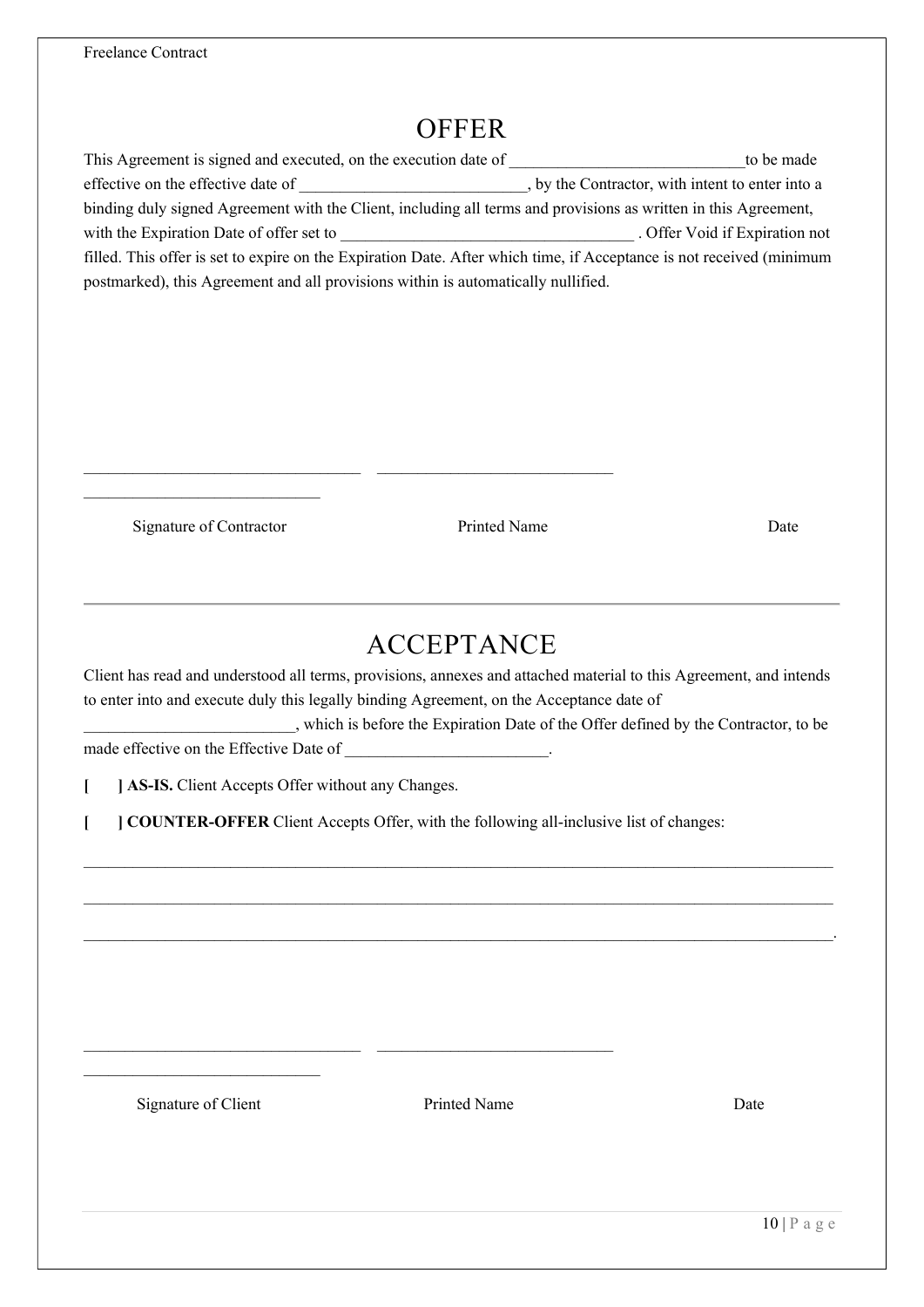# OFFER

This Agreement is signed and executed, on the execution date of ____________________________to be made effective on the effective date of ___________________________, by the Contractor, with intent to enter into a binding duly signed Agreement with the Client, including all terms and provisions as written in this Agreement, with the Expiration Date of offer set to ___________________________________ . Offer Void if Expiration not filled. This offer is set to expire on the Expiration Date. After which time, if Acceptance is not received (minimum postmarked), this Agreement and all provisions within is automatically nullified.

_________________________________ ____________________________ ____________________________

Signature of Contractor Printed Name Date

---

# ACCEPTANCE

Client has read and understood all terms, provisions, annexes and attached material to this Agreement, and intends to enter into and execute duly this legally binding Agreement, on the Acceptance date of _________________________, which is before the Expiration Date of the Offer defined by the Contractor, to be made effective on the Effective Date of ________________________.

[ ] **AS-IS.** Client Accepts Offer without any Changes.

[ ] **COUNTER-OFFER** Client Accepts Offer, with the following all-inclusive list of changes:

_________________________________________________________________________________________

_________________________________________________________________________________________

_________________________________________________________________________________________.

_________________________________ ____________________________ ____________________________

Signature of Client Printed Name Date